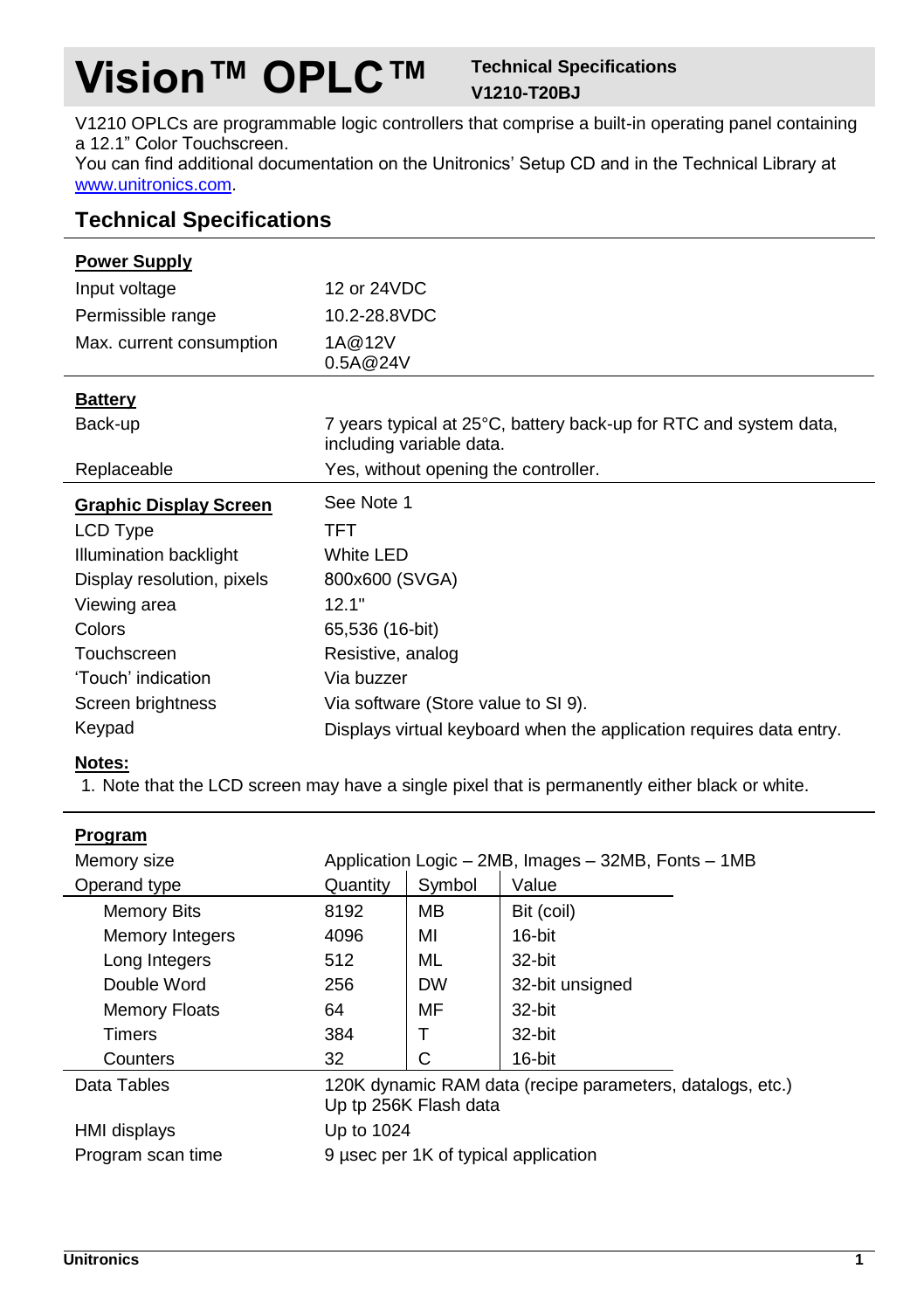# Vision™ OPLC™

**Technical Specifications**
**V1210-T20BJ**

V1210 OPLCs are programmable logic controllers that comprise a built-in operating panel containing a 12.1" Color Touchscreen.
You can find additional documentation on the Unitronics' Setup CD and in the Technical Library at www.unitronics.com.

## Technical Specifications

| **Power Supply** | |
|---|---|
| Input voltage | 12 or 24VDC |
| Permissible range | 10.2-28.8VDC |
| Max. current consumption | 1A@12V<br>0.5A@24V |

| **Battery** | |
|---|---|
| Back-up | 7 years typical at 25°C, battery back-up for RTC and system data, including variable data. |
| Replaceable | Yes, without opening the controller. |

| **Graphic Display Screen** | See Note 1 |
|---|---|
| LCD Type | TFT |
| Illumination backlight | White LED |
| Display resolution, pixels | 800x600 (SVGA) |
| Viewing area | 12.1" |
| Colors | 65,536 (16-bit) |
| Touchscreen | Resistive, analog |
| 'Touch' indication | Via buzzer |
| Screen brightness | Via software (Store value to SI 9). |
| Keypad | Displays virtual keyboard when the application requires data entry. |

**Notes:**

1. Note that the LCD screen may have a single pixel that is permanently either black or white.

**Program**

Memory size: Application Logic – 2MB, Images – 32MB, Fonts – 1MB

| Operand type | Quantity | Symbol | Value |
|---|---|---|---|
| Memory Bits | 8192 | MB | Bit (coil) |
| Memory Integers | 4096 | MI | 16-bit |
| Long Integers | 512 | ML | 32-bit |
| Double Word | 256 | DW | 32-bit unsigned |
| Memory Floats | 64 | MF | 32-bit |
| Timers | 384 | T | 32-bit |
| Counters | 32 | C | 16-bit |

| | |
|---|---|
| Data Tables | 120K dynamic RAM data (recipe parameters, datalogs, etc.)<br>Up tp 256K Flash data |
| HMI displays | Up to 1024 |
| Program scan time | 9 µsec per 1K of typical application |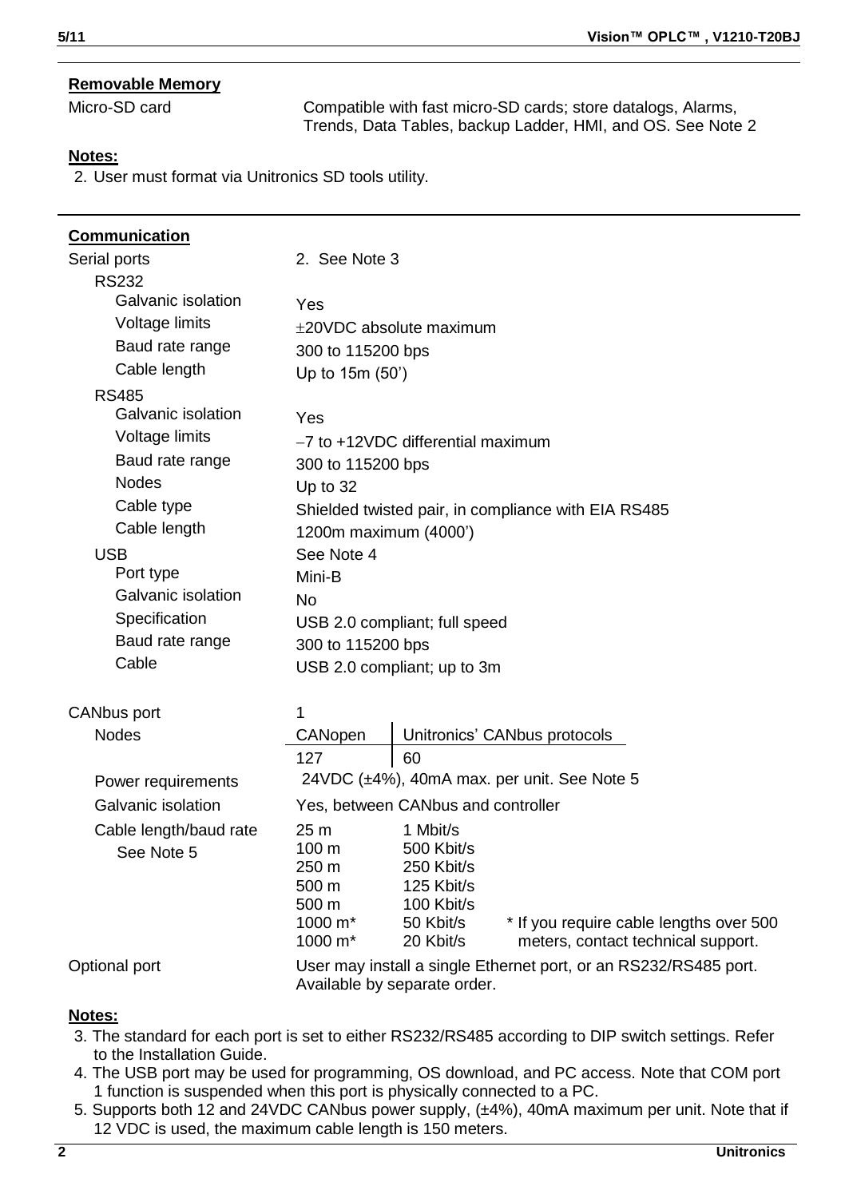## Removable Memory

| | |
|---|---|
| Micro-SD card | Compatible with fast micro-SD cards; store datalogs, Alarms, Trends, Data Tables, backup Ladder, HMI, and OS. See Note 2 |

**Notes:**

2. User must format via Unitronics SD tools utility.

---

## Communication

| | |
|---|---|
| Serial ports | 2. See Note 3 |
| RS232 | |
| Galvanic isolation | Yes |
| Voltage limits | ±20VDC absolute maximum |
| Baud rate range | 300 to 115200 bps |
| Cable length | Up to 15m (50') |
| RS485 | |
| Galvanic isolation | Yes |
| Voltage limits | −7 to +12VDC differential maximum |
| Baud rate range | 300 to 115200 bps |
| Nodes | Up to 32 |
| Cable type | Shielded twisted pair, in compliance with EIA RS485 |
| Cable length | 1200m maximum (4000') |
| USB | See Note 4 |
| Port type | Mini-B |
| Galvanic isolation | No |
| Specification | USB 2.0 compliant; full speed |
| Baud rate range | 300 to 115200 bps |
| Cable | USB 2.0 compliant; up to 3m |

| | | | |
|---|---|---|---|
| CANbus port | 1 | | |
| Nodes | CANopen | Unitronics' CANbus protocols | |
| | 127 | 60 | |
| Power requirements | 24VDC (±4%), 40mA max. per unit. See Note 5 | | |
| Galvanic isolation | Yes, between CANbus and controller | | |
| Cable length/baud rate See Note 5 | 25 m | 1 Mbit/s | |
| | 100 m | 500 Kbit/s | |
| | 250 m | 250 Kbit/s | |
| | 500 m | 125 Kbit/s | |
| | 500 m | 100 Kbit/s | |
| | 1000 m* | 50 Kbit/s | * If you require cable lengths over 500 meters, contact technical support. |
| | 1000 m* | 20 Kbit/s | |
| Optional port | User may install a single Ethernet port, or an RS232/RS485 port. Available by separate order. | | |

**Notes:**

3. The standard for each port is set to either RS232/RS485 according to DIP switch settings. Refer to the Installation Guide.
4. The USB port may be used for programming, OS download, and PC access. Note that COM port 1 function is suspended when this port is physically connected to a PC.
5. Supports both 12 and 24VDC CANbus power supply, (±4%), 40mA maximum per unit. Note that if 12 VDC is used, the maximum cable length is 150 meters.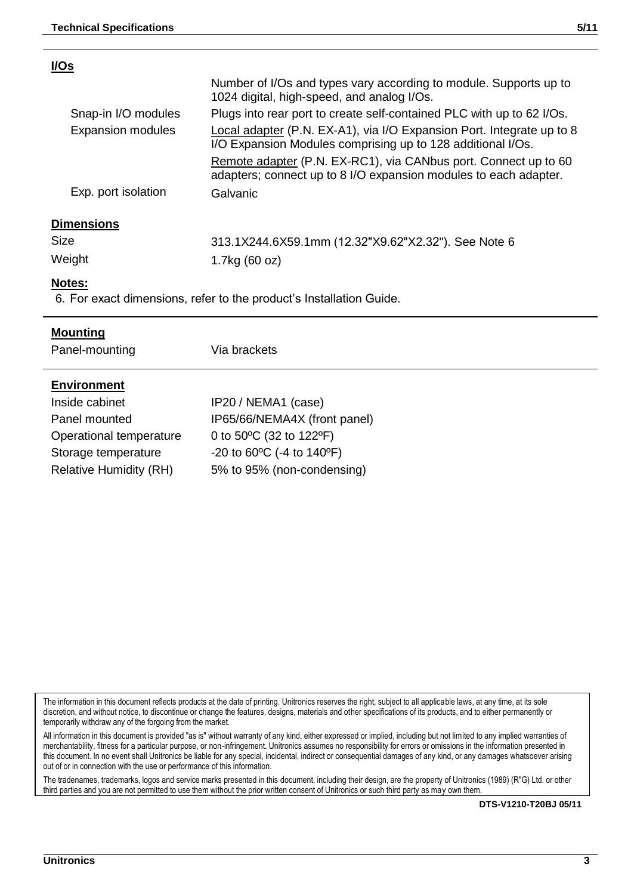## I/Os

| | |
|---|---|
| | Number of I/Os and types vary according to module. Supports up to 1024 digital, high-speed, and analog I/Os. |
| Snap-in I/O modules | Plugs into rear port to create self-contained PLC with up to 62 I/Os. |
| Expansion modules | Local adapter (P.N. EX-A1), via I/O Expansion Port. Integrate up to 8 I/O Expansion Modules comprising up to 128 additional I/Os. |
| | Remote adapter (P.N. EX-RC1), via CANbus port. Connect up to 60 adapters; connect up to 8 I/O expansion modules to each adapter. |
| Exp. port isolation | Galvanic |

## Dimensions

| | |
|---|---|
| Size | 313.1X244.6X59.1mm (12.32"X9.62"X2.32"). See Note 6 |
| Weight | 1.7kg (60 oz) |

**Notes:**

6. For exact dimensions, refer to the product's Installation Guide.

## Mounting

| | |
|---|---|
| Panel-mounting | Via brackets |

## Environment

| | |
|---|---|
| Inside cabinet | IP20 / NEMA1 (case) |
| Panel mounted | IP65/66/NEMA4X (front panel) |
| Operational temperature | 0 to 50ºC (32 to 122ºF) |
| Storage temperature | -20 to 60ºC (-4 to 140ºF) |
| Relative Humidity (RH) | 5% to 95% (non-condensing) |

The information in this document reflects products at the date of printing. Unitronics reserves the right, subject to all applicable laws, at any time, at its sole discretion, and without notice, to discontinue or change the features, designs, materials and other specifications of its products, and to either permanently or temporarily withdraw any of the forgoing from the market.

All information in this document is provided "as is" without warranty of any kind, either expressed or implied, including but not limited to any implied warranties of merchantability, fitness for a particular purpose, or non-infringement. Unitronics assumes no responsibility for errors or omissions in the information presented in this document. In no event shall Unitronics be liable for any special, incidental, indirect or consequential damages of any kind, or any damages whatsoever arising out of or in connection with the use or performance of this information.

The tradenames, trademarks, logos and service marks presented in this document, including their design, are the property of Unitronics (1989) (R"G) Ltd. or other third parties and you are not permitted to use them without the prior written consent of Unitronics or such third party as may own them.

DTS-V1210-T20BJ 05/11